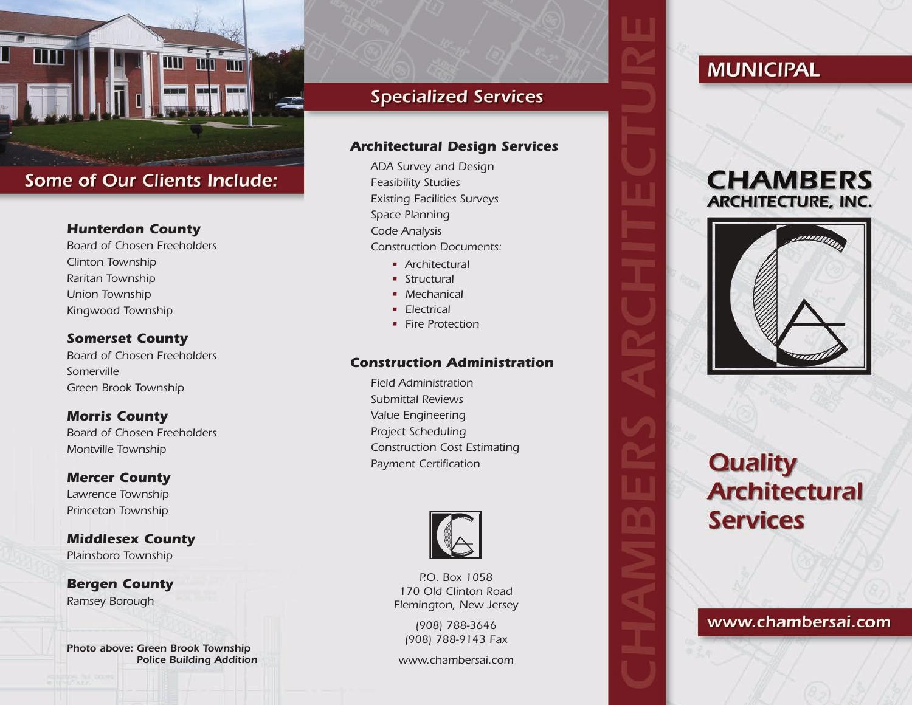## Some of Our Clients Include:

**Hunterdon County**
Board of Chosen Freeholders
Clinton Township
Raritan Township
Union Township
Kingwood Township

**Somerset County**
Board of Chosen Freeholders
Somerville
Green Brook Township

**Morris County**
Board of Chosen Freeholders
Montville Township

**Mercer County**
Lawrence Township
Princeton Township

**Middlesex County**
Plainsboro Township

**Bergen County**
Ramsey Borough

**Photo above: Green Brook Township Police Building Addition**

## Specialized Services

### Architectural Design Services

ADA Survey and Design
Feasibility Studies
Existing Facilities Surveys
Space Planning
Code Analysis
Construction Documents:

- Architectural
- Structural
- Mechanical
- Electrical
- Fire Protection

### Construction Administration

Field Administration
Submittal Reviews
Value Engineering
Project Scheduling
Construction Cost Estimating
Payment Certification

P.O. Box 1058
170 Old Clinton Road
Flemington, New Jersey

(908) 788-3646
(908) 788-9143 Fax

www.chambersai.com

CHAMBERS ARCHITECTURE

## MUNICIPAL

# CHAMBERS ARCHITECTURE, INC.

## Quality Architectural Services

www.chambersai.com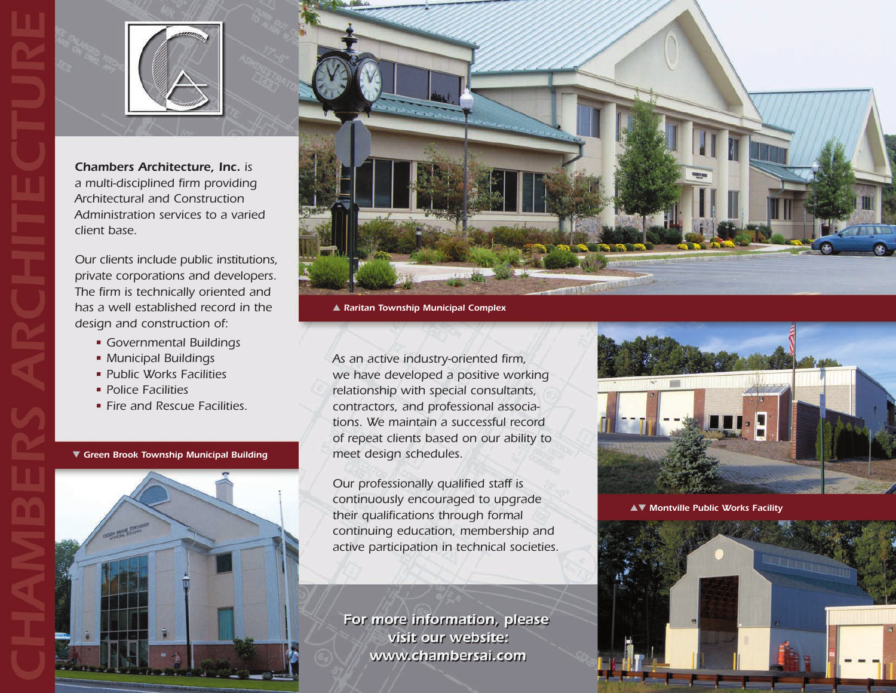CHAMBERS ARCHITECTURE

**Chambers Architecture, Inc.** is a multi-disciplined firm providing Architectural and Construction Administration services to a varied client base.

Our clients include public institutions, private corporations and developers. The firm is technically oriented and has a well established record in the design and construction of:

- Governmental Buildings
- Municipal Buildings
- Public Works Facilities
- Police Facilities
- Fire and Rescue Facilities.

▲ Raritan Township Municipal Complex

▼ Green Brook Township Municipal Building

As an active industry-oriented firm, we have developed a positive working relationship with special consultants, contractors, and professional associations. We maintain a successful record of repeat clients based on our ability to meet design schedules.

Our professionally qualified staff is continuously encouraged to upgrade their qualifications through formal continuing education, membership and active participation in technical societies.

▲▼ Montville Public Works Facility

**For more information, please visit our website: www.chambersai.com**